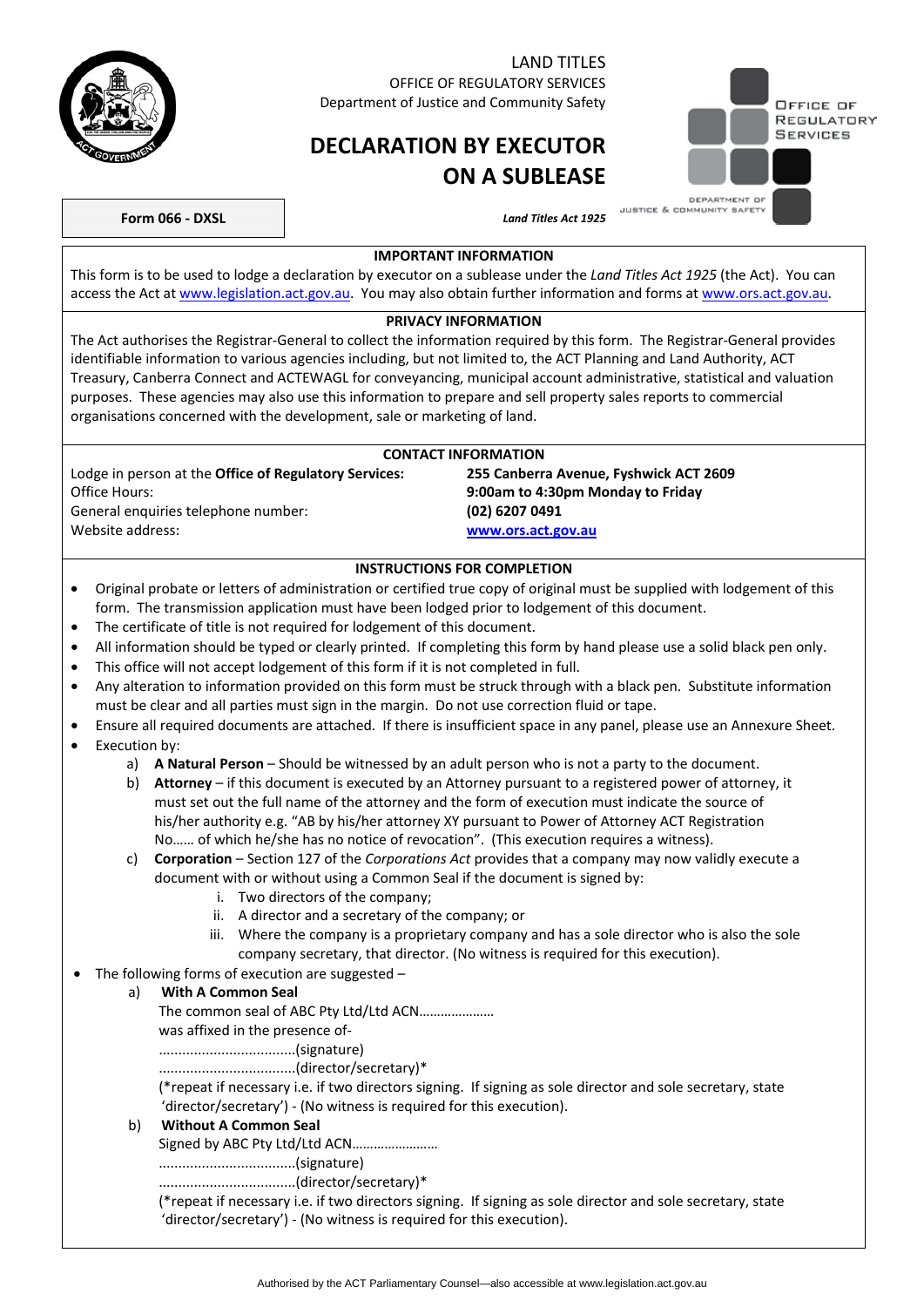LAND TITLES

OFFICE OF REGULATORY SERVICES

Department of Justice and Community Safety

# DECLARATION BY EXECUTOR ON A SUBLEASE

OFFICE OF REGULATORY SERVICES

DEPARTMENT OF JUSTICE & COMMUNITY SAFETY

**Form 066 - DXSL**

*Land Titles Act 1925*

**IMPORTANT INFORMATION**

This form is to be used to lodge a declaration by executor on a sublease under the *Land Titles Act 1925* (the Act). You can access the Act at www.legislation.act.gov.au. You may also obtain further information and forms at www.ors.act.gov.au.

**PRIVACY INFORMATION**

The Act authorises the Registrar-General to collect the information required by this form. The Registrar-General provides identifiable information to various agencies including, but not limited to, the ACT Planning and Land Authority, ACT Treasury, Canberra Connect and ACTEWAGL for conveyancing, municipal account administrative, statistical and valuation purposes. These agencies may also use this information to prepare and sell property sales reports to commercial organisations concerned with the development, sale or marketing of land.

**CONTACT INFORMATION**

| | |
|---|---|
| Lodge in person at the **Office of Regulatory Services:** | **255 Canberra Avenue, Fyshwick ACT 2609** |
| Office Hours: | **9:00am to 4:30pm Monday to Friday** |
| General enquiries telephone number: | **(02) 6207 0491** |
| Website address: | **www.ors.act.gov.au** |

**INSTRUCTIONS FOR COMPLETION**

- Original probate or letters of administration or certified true copy of original must be supplied with lodgement of this form. The transmission application must have been lodged prior to lodgement of this document.
- The certificate of title is not required for lodgement of this document.
- All information should be typed or clearly printed. If completing this form by hand please use a solid black pen only.
- This office will not accept lodgement of this form if it is not completed in full.
- Any alteration to information provided on this form must be struck through with a black pen. Substitute information must be clear and all parties must sign in the margin. Do not use correction fluid or tape.
- Ensure all required documents are attached. If there is insufficient space in any panel, please use an Annexure Sheet.
- Execution by:
  a) **A Natural Person** – Should be witnessed by an adult person who is not a party to the document.
  b) **Attorney** – if this document is executed by an Attorney pursuant to a registered power of attorney, it must set out the full name of the attorney and the form of execution must indicate the source of his/her authority e.g. "AB by his/her attorney XY pursuant to Power of Attorney ACT Registration No…… of which he/she has no notice of revocation". (This execution requires a witness).
  c) **Corporation** – Section 127 of the *Corporations Act* provides that a company may now validly execute a document with or without using a Common Seal if the document is signed by:
     i. Two directors of the company;
     ii. A director and a secretary of the company; or
     iii. Where the company is a proprietary company and has a sole director who is also the sole company secretary, that director. (No witness is required for this execution).
- The following forms of execution are suggested –
  a) **With A Common Seal**
     The common seal of ABC Pty Ltd/Ltd ACN…………………
     was affixed in the presence of-
     ...................................(signature)
     ...................................(director/secretary)*
     (*repeat if necessary i.e. if two directors signing. If signing as sole director and sole secretary, state 'director/secretary') - (No witness is required for this execution).
  b) **Without A Common Seal**
     Signed by ABC Pty Ltd/Ltd ACN……………………
     ...................................(signature)
     ...................................(director/secretary)*
     (*repeat if necessary i.e. if two directors signing. If signing as sole director and sole secretary, state 'director/secretary') - (No witness is required for this execution).

Authorised by the ACT Parliamentary Counsel—also accessible at www.legislation.act.gov.au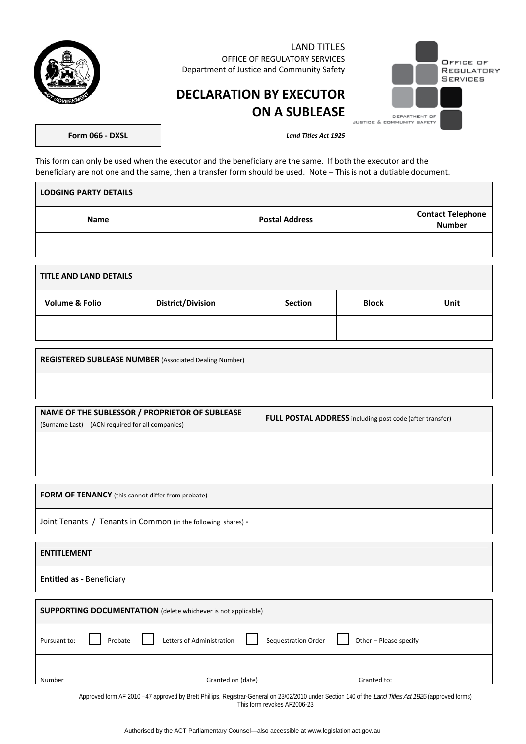LAND TITLES
OFFICE OF REGULATORY SERVICES
Department of Justice and Community Safety

# DECLARATION BY EXECUTOR ON A SUBLEASE

**Form 066 - DXSL**

*Land Titles Act 1925*

This form can only be used when the executor and the beneficiary are the same. If both the executor and the beneficiary are not one and the same, then a transfer form should be used. Note – This is not a dutiable document.

| LODGING PARTY DETAILS | | |
|---|---|---|
| **Name** | **Postal Address** | **Contact Telephone Number** |
| | | |

| TITLE AND LAND DETAILS | | | | |
|---|---|---|---|---|
| **Volume & Folio** | **District/Division** | **Section** | **Block** | **Unit** |
| | | | | |

| **REGISTERED SUBLEASE NUMBER** (Associated Dealing Number) |
|---|
| |

| **NAME OF THE SUBLESSOR / PROPRIETOR OF SUBLEASE** (Surname Last) - (ACN required for all companies) | **FULL POSTAL ADDRESS** including post code (after transfer) |
|---|---|
| | |

| **FORM OF TENANCY** (this cannot differ from probate) |
|---|
| Joint Tenants / Tenants in Common (in the following shares) - |

| **ENTITLEMENT** |
|---|
| **Entitled as -** Beneficiary |

| **SUPPORTING DOCUMENTATION** (delete whichever is not applicable) | | |
|---|---|---|
| Pursuant to: ☐ Probate ☐ Letters of Administration ☐ Sequestration Order ☐ Other – Please specify | | |
| Number | Granted on (date) | Granted to: |

Approved form AF 2010 –47 approved by Brett Phillips, Registrar-General on 23/02/2010 under Section 140 of the *Land Titles Act 1925* (approved forms)
This form revokes AF2006-23

Authorised by the ACT Parliamentary Counsel—also accessible at www.legislation.act.gov.au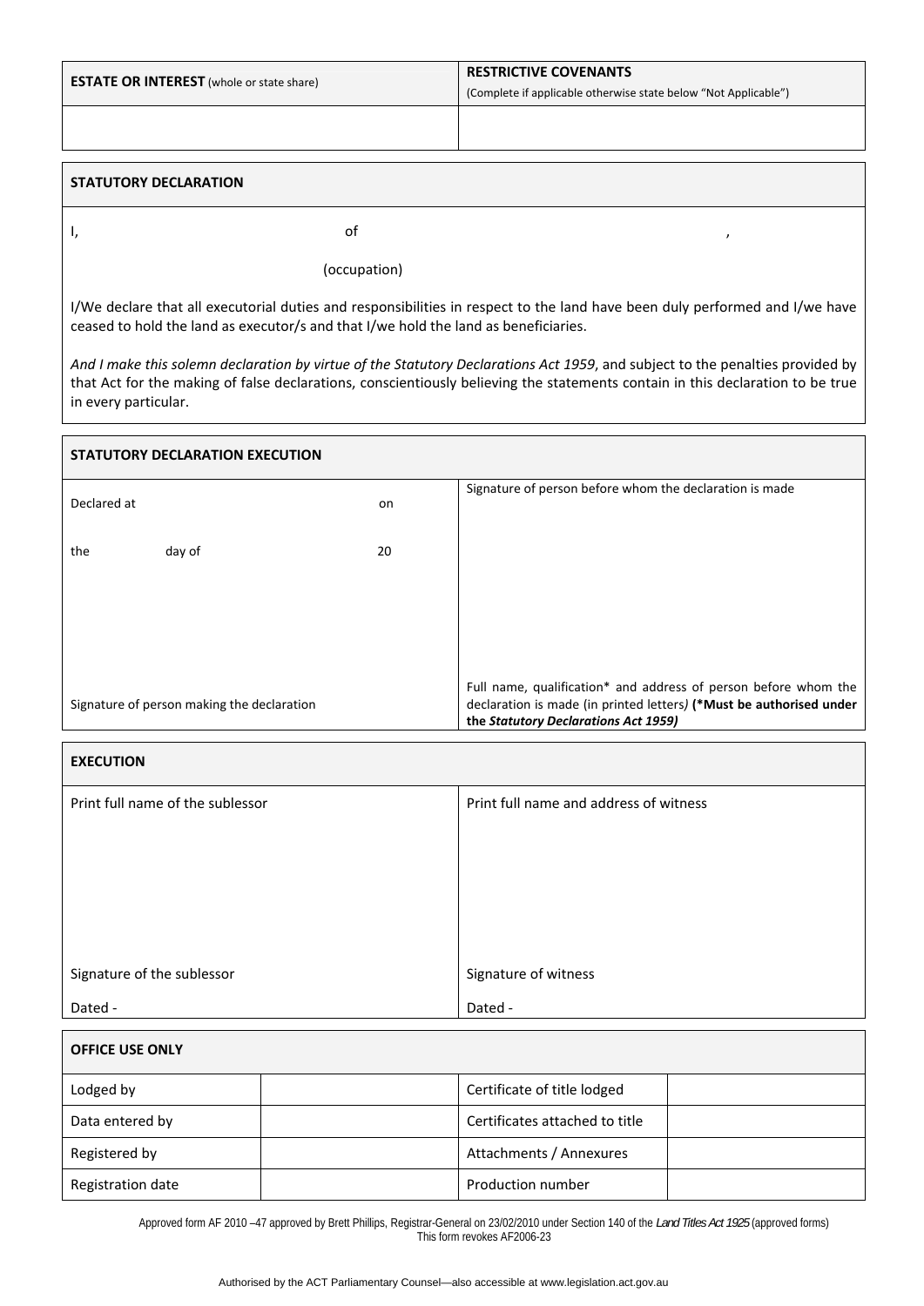| ESTATE OR INTEREST (whole or state share) | RESTRICTIVE COVENANTS (Complete if applicable otherwise state below "Not Applicable") |
|---|---|
| | |

**STATUTORY DECLARATION**

I, of ,

(occupation)

I/We declare that all executorial duties and responsibilities in respect to the land have been duly performed and I/we have ceased to hold the land as executor/s and that I/we hold the land as beneficiaries.

*And I make this solemn declaration by virtue of the Statutory Declarations Act 1959*, and subject to the penalties provided by that Act for the making of false declarations, conscientiously believing the statements contain in this declaration to be true in every particular.

**STATUTORY DECLARATION EXECUTION**

| | |
|---|---|
| Declared at on<br><br>the day of 20 | Signature of person before whom the declaration is made |
| Signature of person making the declaration | Full name, qualification* and address of person before whom the declaration is made (in printed letters) **(*Must be authorised under the *Statutory Declarations Act 1959*)** |

**EXECUTION**

| | |
|---|---|
| Print full name of the sublessor | Print full name and address of witness |
| Signature of the sublessor | Signature of witness |
| Dated - | Dated - |

**OFFICE USE ONLY**

| | | | |
|---|---|---|---|
| Lodged by | | Certificate of title lodged | |
| Data entered by | | Certificates attached to title | |
| Registered by | | Attachments / Annexures | |
| Registration date | | Production number | |

Approved form AF 2010 –47 approved by Brett Phillips, Registrar-General on 23/02/2010 under Section 140 of the *Land Titles Act 1925* (approved forms)
This form revokes AF2006-23

Authorised by the ACT Parliamentary Counsel—also accessible at www.legislation.act.gov.au